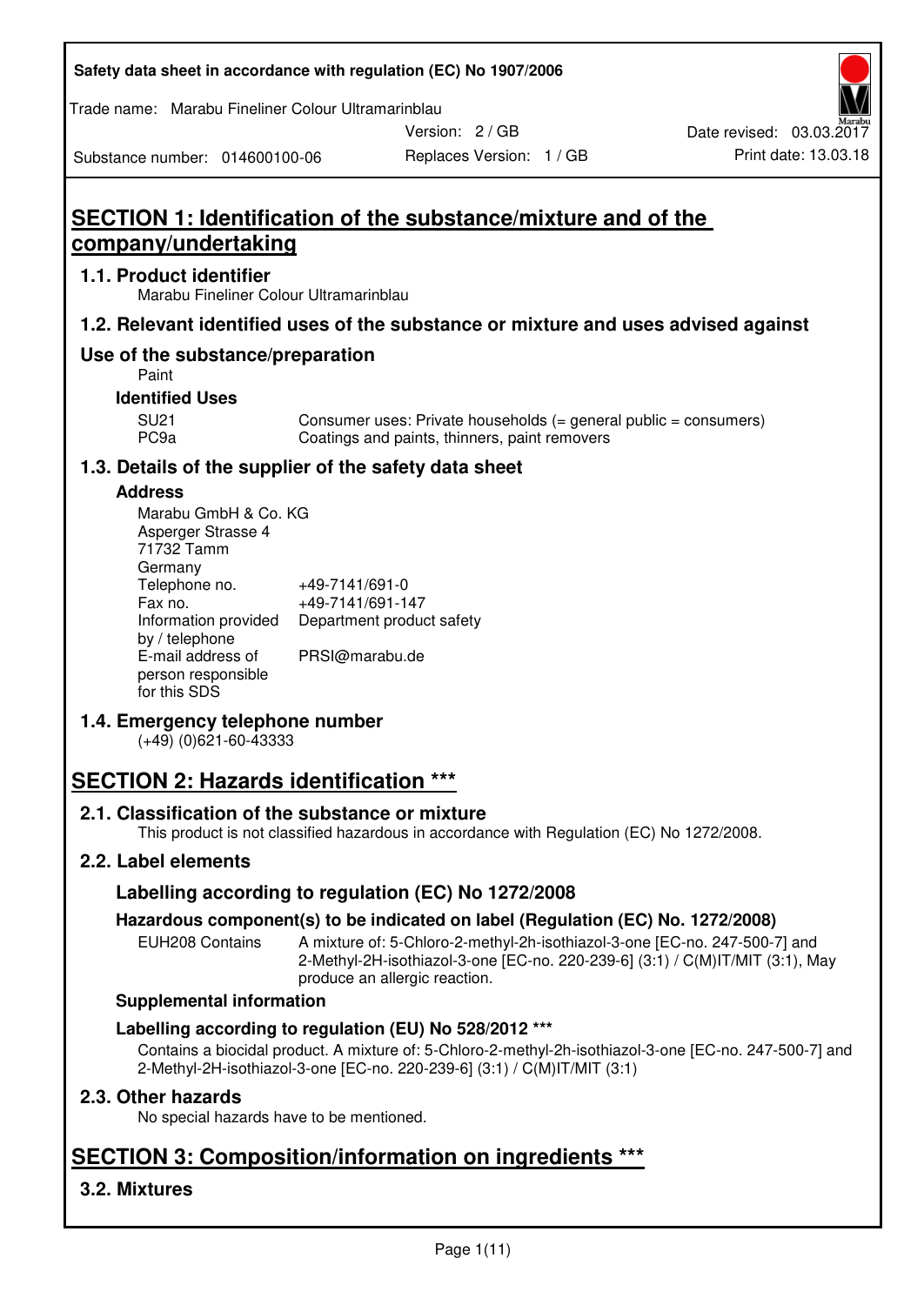Safety data sheet in accordance with regulation (EC) No 1907/2006

Trade name: Marabu Fineliner Colour Ultramarinblau

Substance number: 014600100-06 | Version: 2 / GB | Replaces Version: 1 / GB | Date revised: 03.03.2017 | Print date: 13.03.18

# SECTION 1: Identification of the substance/mixture and of the company/undertaking

## 1.1. Product identifier

Marabu Fineliner Colour Ultramarinblau

## 1.2. Relevant identified uses of the substance or mixture and uses advised against

## Use of the substance/preparation

Paint

### Identified Uses

| | |
|---|---|
| SU21 | Consumer uses: Private households (= general public = consumers) |
| PC9a | Coatings and paints, thinners, paint removers |

## 1.3. Details of the supplier of the safety data sheet

### Address

Marabu GmbH & Co. KG
Asperger Strasse 4
71732 Tamm
Germany

| | |
|---|---|
| Telephone no. | +49-7141/691-0 |
| Fax no. | +49-7141/691-147 |
| Information provided by / telephone | Department product safety |
| E-mail address of person responsible for this SDS | PRSI@marabu.de |

## 1.4. Emergency telephone number

(+49) (0)621-60-43333

# SECTION 2: Hazards identification ***

## 2.1. Classification of the substance or mixture

This product is not classified hazardous in accordance with Regulation (EC) No 1272/2008.

## 2.2. Label elements

### Labelling according to regulation (EC) No 1272/2008

### Hazardous component(s) to be indicated on label (Regulation (EC) No. 1272/2008)

EUH208 Contains: A mixture of: 5-Chloro-2-methyl-2h-isothiazol-3-one [EC-no. 247-500-7] and 2-Methyl-2H-isothiazol-3-one [EC-no. 220-239-6] (3:1) / C(M)IT/MIT (3:1), May produce an allergic reaction.

### Supplemental information

### Labelling according to regulation (EU) No 528/2012 ***

Contains a biocidal product. A mixture of: 5-Chloro-2-methyl-2h-isothiazol-3-one [EC-no. 247-500-7] and 2-Methyl-2H-isothiazol-3-one [EC-no. 220-239-6] (3:1) / C(M)IT/MIT (3:1)

## 2.3. Other hazards

No special hazards have to be mentioned.

# SECTION 3: Composition/information on ingredients ***

## 3.2. Mixtures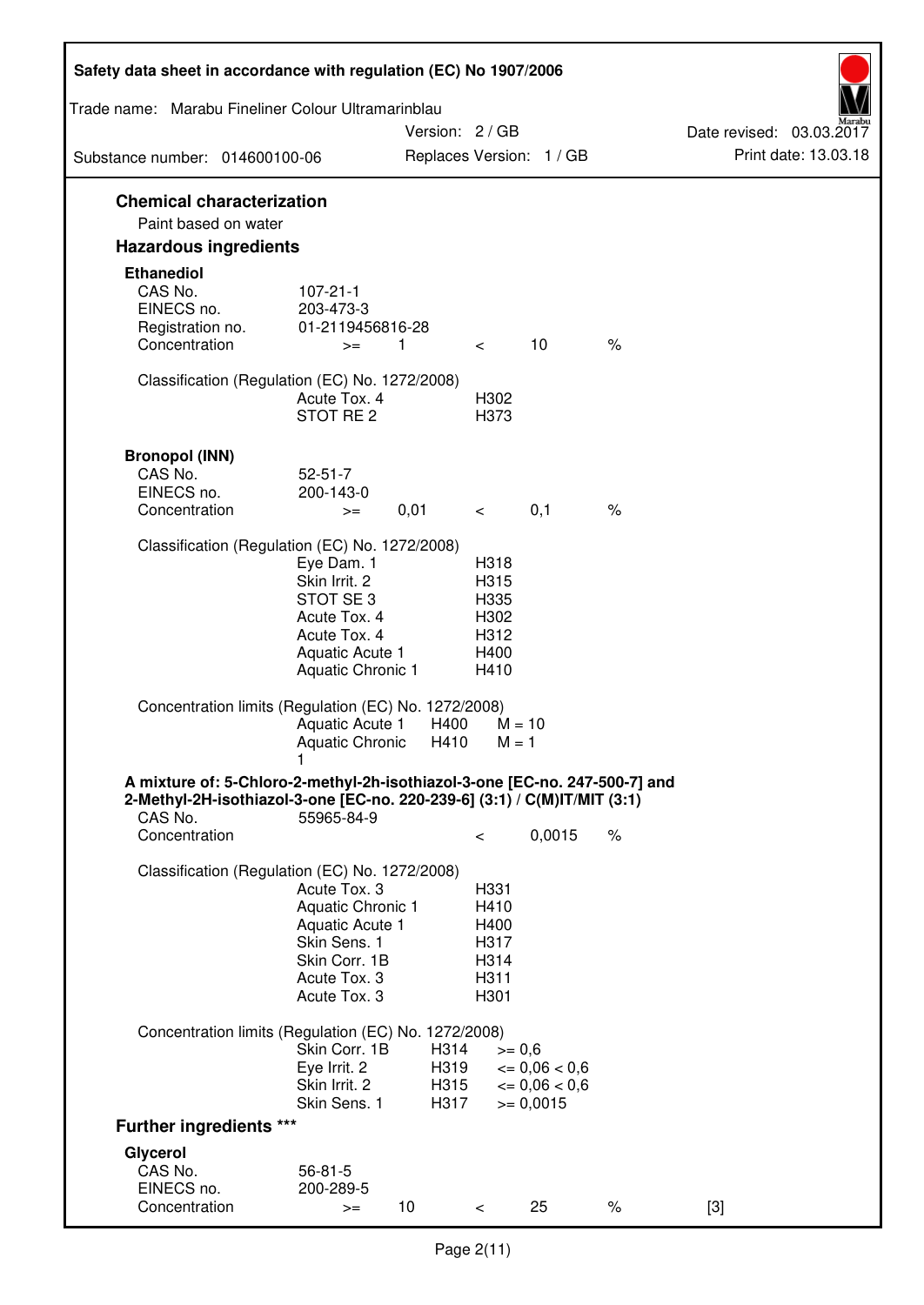## Chemical characterization

Paint based on water

## Hazardous ingredients

### Ethanediol

| | | | | | |
|---|---|---|---|---|---|
| CAS No. | 107-21-1 | | | | |
| EINECS no. | 203-473-3 | | | | |
| Registration no. | 01-2119456816-28 | | | | |
| Concentration | >= | 1 | < | 10 | % |

Classification (Regulation (EC) No. 1272/2008)

| | |
|---|---|
| Acute Tox. 4 | H302 |
| STOT RE 2 | H373 |

### Bronopol (INN)

| | | | | | |
|---|---|---|---|---|---|
| CAS No. | 52-51-7 | | | | |
| EINECS no. | 200-143-0 | | | | |
| Concentration | >= | 0,01 | < | 0,1 | % |

Classification (Regulation (EC) No. 1272/2008)

| | |
|---|---|
| Eye Dam. 1 | H318 |
| Skin Irrit. 2 | H315 |
| STOT SE 3 | H335 |
| Acute Tox. 4 | H302 |
| Acute Tox. 4 | H312 |
| Aquatic Acute 1 | H400 |
| Aquatic Chronic 1 | H410 |

Concentration limits (Regulation (EC) No. 1272/2008)

| | | |
|---|---|---|
| Aquatic Acute 1 | H400 | M = 10 |
| Aquatic Chronic 1 | H410 | M = 1 |

### A mixture of: 5-Chloro-2-methyl-2h-isothiazol-3-one [EC-no. 247-500-7] and 2-Methyl-2H-isothiazol-3-one [EC-no. 220-239-6] (3:1) / C(M)IT/MIT (3:1)

| | | | |
|---|---|---|---|
| CAS No. | 55965-84-9 | | |
| Concentration | < | 0,0015 | % |

Classification (Regulation (EC) No. 1272/2008)

| | |
|---|---|
| Acute Tox. 3 | H331 |
| Aquatic Chronic 1 | H410 |
| Aquatic Acute 1 | H400 |
| Skin Sens. 1 | H317 |
| Skin Corr. 1B | H314 |
| Acute Tox. 3 | H311 |
| Acute Tox. 3 | H301 |

Concentration limits (Regulation (EC) No. 1272/2008)

| | | |
|---|---|---|
| Skin Corr. 1B | H314 | >= 0,6 |
| Eye Irrit. 2 | H319 | <= 0,06 < 0,6 |
| Skin Irrit. 2 | H315 | <= 0,06 < 0,6 |
| Skin Sens. 1 | H317 | >= 0,0015 |

## Further ingredients ***

### Glycerol

| | | | | | | |
|---|---|---|---|---|---|---|
| CAS No. | 56-81-5 | | | | | |
| EINECS no. | 200-289-5 | | | | | |
| Concentration | >= | 10 | < | 25 | % | [3] |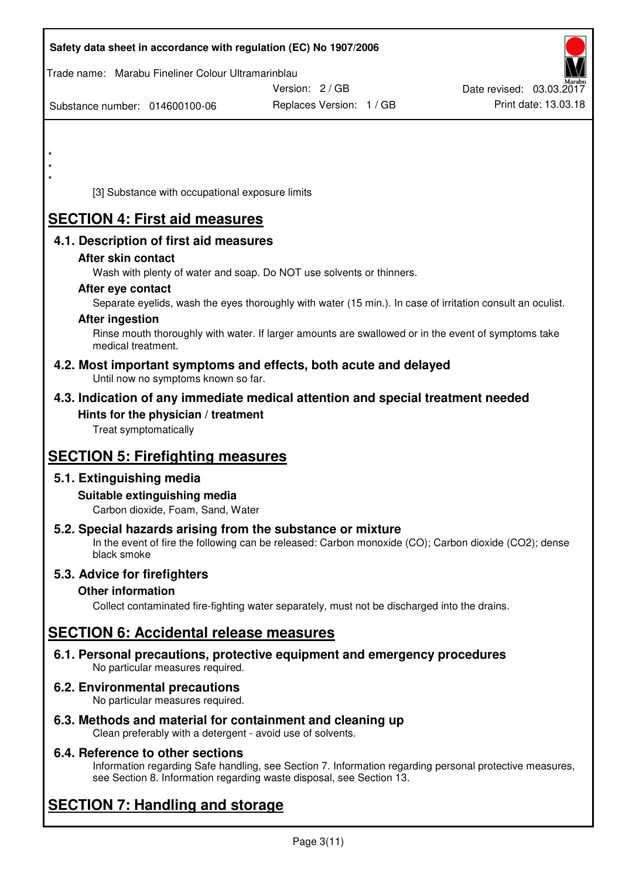*
*
*

[3] Substance with occupational exposure limits

# SECTION 4: First aid measures

## 4.1. Description of first aid measures

### After skin contact

Wash with plenty of water and soap. Do NOT use solvents or thinners.

### After eye contact

Separate eyelids, wash the eyes thoroughly with water (15 min.). In case of irritation consult an oculist.

### After ingestion

Rinse mouth thoroughly with water. If larger amounts are swallowed or in the event of symptoms take medical treatment.

## 4.2. Most important symptoms and effects, both acute and delayed

Until now no symptoms known so far.

## 4.3. Indication of any immediate medical attention and special treatment needed

### Hints for the physician / treatment

Treat symptomatically

# SECTION 5: Firefighting measures

## 5.1. Extinguishing media

### Suitable extinguishing media

Carbon dioxide, Foam, Sand, Water

## 5.2. Special hazards arising from the substance or mixture

In the event of fire the following can be released: Carbon monoxide (CO); Carbon dioxide ($CO_2$); dense black smoke

## 5.3. Advice for firefighters

### Other information

Collect contaminated fire-fighting water separately, must not be discharged into the drains.

# SECTION 6: Accidental release measures

## 6.1. Personal precautions, protective equipment and emergency procedures

No particular measures required.

## 6.2. Environmental precautions

No particular measures required.

## 6.3. Methods and material for containment and cleaning up

Clean preferably with a detergent - avoid use of solvents.

## 6.4. Reference to other sections

Information regarding Safe handling, see Section 7. Information regarding personal protective measures, see Section 8. Information regarding waste disposal, see Section 13.

# SECTION 7: Handling and storage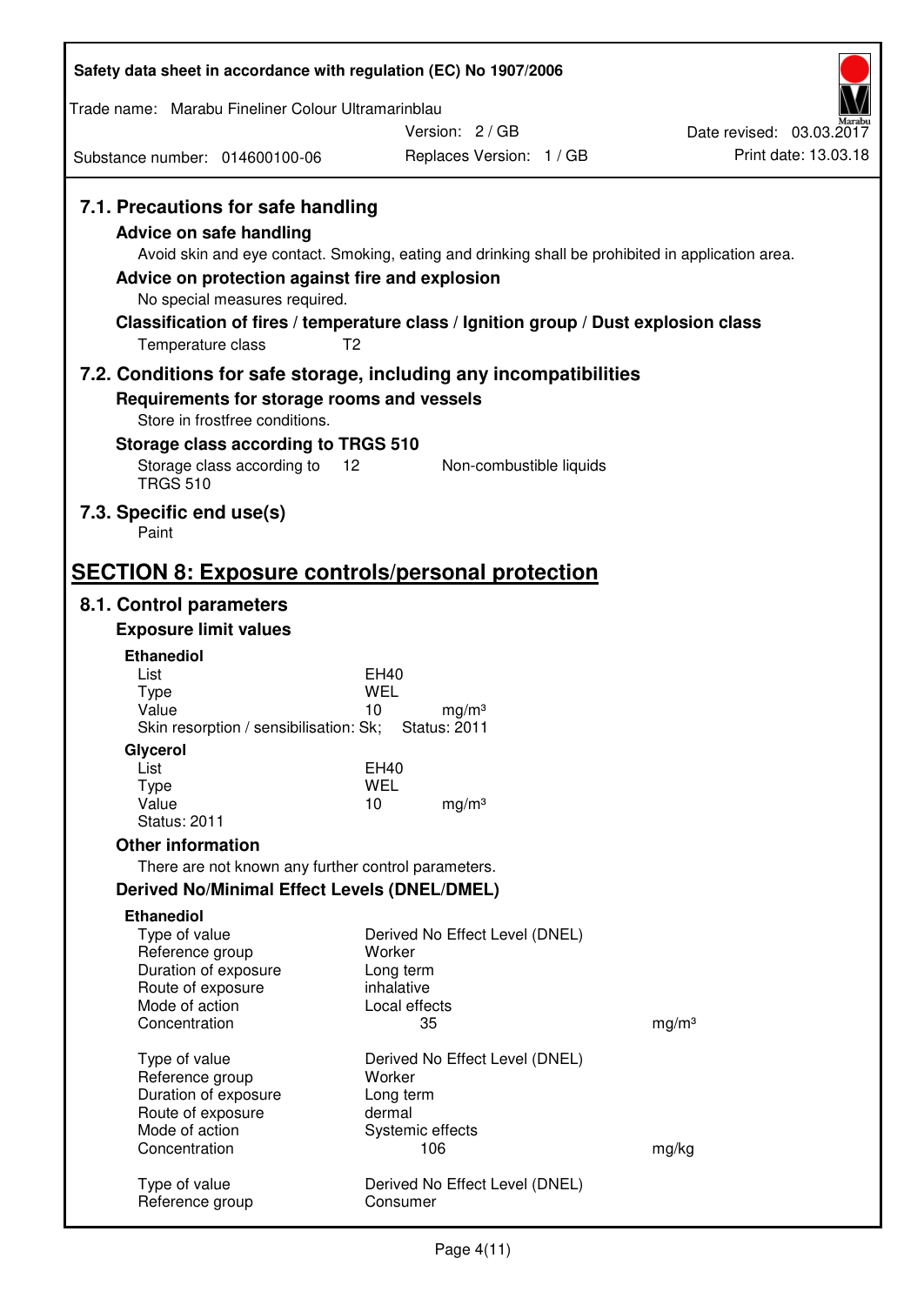### 7.1. Precautions for safe handling

**Advice on safe handling**

Avoid skin and eye contact. Smoking, eating and drinking shall be prohibited in application area.

**Advice on protection against fire and explosion**

No special measures required.

**Classification of fires / temperature class / Ignition group / Dust explosion class**

| | |
|---|---|
| Temperature class | T2 |

### 7.2. Conditions for safe storage, including any incompatibilities

**Requirements for storage rooms and vessels**

Store in frostfree conditions.

**Storage class according to TRGS 510**

| | | |
|---|---|---|
| Storage class according to TRGS 510 | 12 | Non-combustible liquids |

### 7.3. Specific end use(s)

Paint

## SECTION 8: Exposure controls/personal protection

### 8.1. Control parameters

**Exposure limit values**

**Ethanediol**

| | | |
|---|---|---|
| List | EH40 | |
| Type | WEL | |
| Value | 10 | mg/m³ |

Skin resorption / sensibilisation: Sk; Status: 2011

**Glycerol**

| | | |
|---|---|---|
| List | EH40 | |
| Type | WEL | |
| Value | 10 | mg/m³ |

Status: 2011

**Other information**

There are not known any further control parameters.

**Derived No/Minimal Effect Levels (DNEL/DMEL)**

**Ethanediol**

| | | |
|---|---|---|
| Type of value | Derived No Effect Level (DNEL) | |
| Reference group | Worker | |
| Duration of exposure | Long term | |
| Route of exposure | inhalative | |
| Mode of action | Local effects | |
| Concentration | 35 | mg/m³ |

| | | |
|---|---|---|
| Type of value | Derived No Effect Level (DNEL) | |
| Reference group | Worker | |
| Duration of exposure | Long term | |
| Route of exposure | dermal | |
| Mode of action | Systemic effects | |
| Concentration | 106 | mg/kg |

| | |
|---|---|
| Type of value | Derived No Effect Level (DNEL) |
| Reference group | Consumer |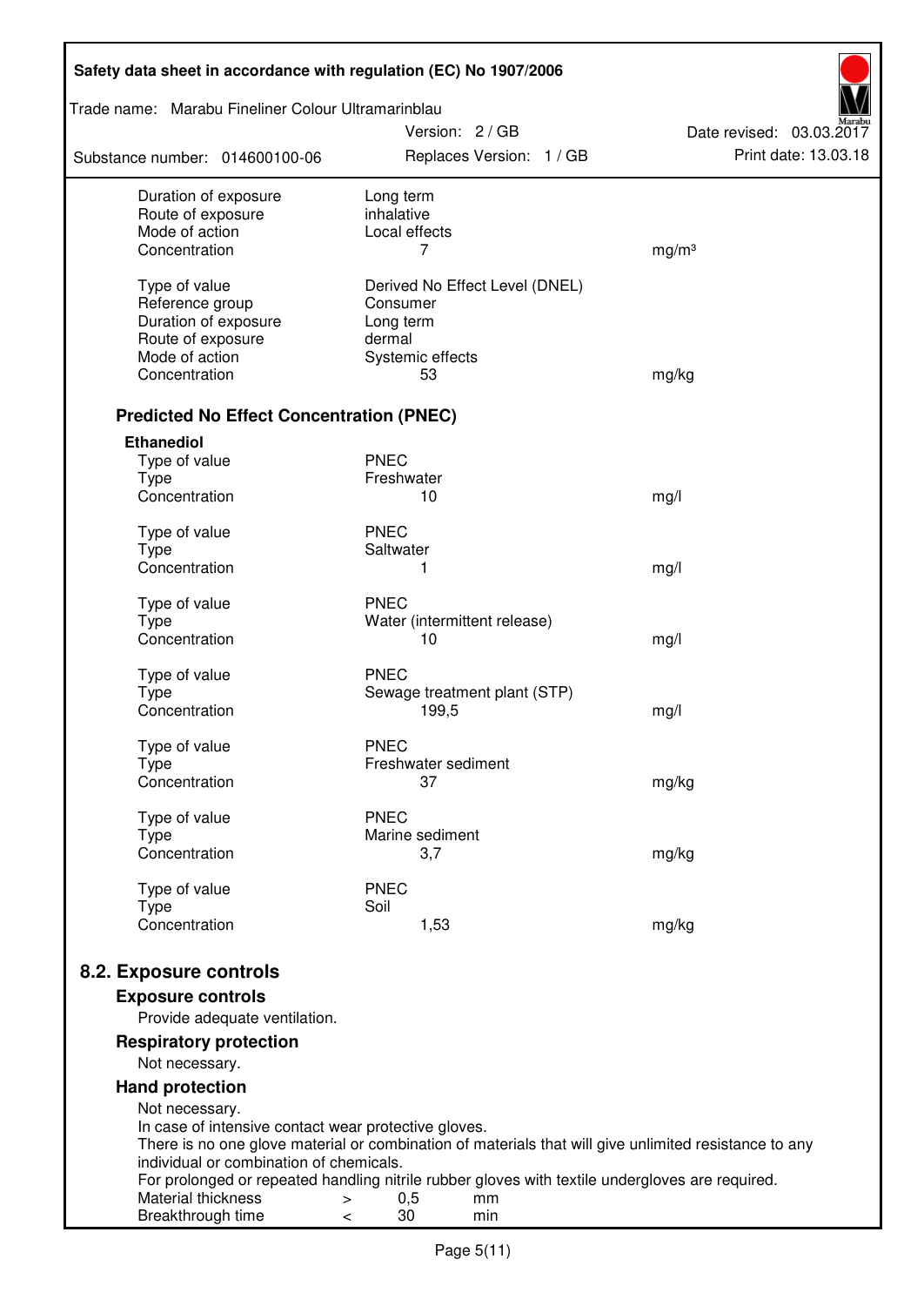| | | |
|---|---|---|
| Duration of exposure | Long term | |
| Route of exposure | inhalative | |
| Mode of action | Local effects | |
| Concentration | 7 | mg/m³ |
| | | |
| Type of value | Derived No Effect Level (DNEL) | |
| Reference group | Consumer | |
| Duration of exposure | Long term | |
| Route of exposure | dermal | |
| Mode of action | Systemic effects | |
| Concentration | 53 | mg/kg |

### Predicted No Effect Concentration (PNEC)

**Ethanediol**

| | | |
|---|---|---|
| Type of value | PNEC | |
| Type | Freshwater | |
| Concentration | 10 | mg/l |
| | | |
| Type of value | PNEC | |
| Type | Saltwater | |
| Concentration | 1 | mg/l |
| | | |
| Type of value | PNEC | |
| Type | Water (intermittent release) | |
| Concentration | 10 | mg/l |
| | | |
| Type of value | PNEC | |
| Type | Sewage treatment plant (STP) | |
| Concentration | 199,5 | mg/l |
| | | |
| Type of value | PNEC | |
| Type | Freshwater sediment | |
| Concentration | 37 | mg/kg |
| | | |
| Type of value | PNEC | |
| Type | Marine sediment | |
| Concentration | 3,7 | mg/kg |
| | | |
| Type of value | PNEC | |
| Type | Soil | |
| Concentration | 1,53 | mg/kg |

## 8.2. Exposure controls

### Exposure controls

Provide adequate ventilation.

### Respiratory protection

Not necessary.

### Hand protection

Not necessary.
In case of intensive contact wear protective gloves.
There is no one glove material or combination of materials that will give unlimited resistance to any individual or combination of chemicals.
For prolonged or repeated handling nitrile rubber gloves with textile undergloves are required.

| | | | |
|---|---|---|---|
| Material thickness | > | 0,5 | mm |
| Breakthrough time | < | 30 | min |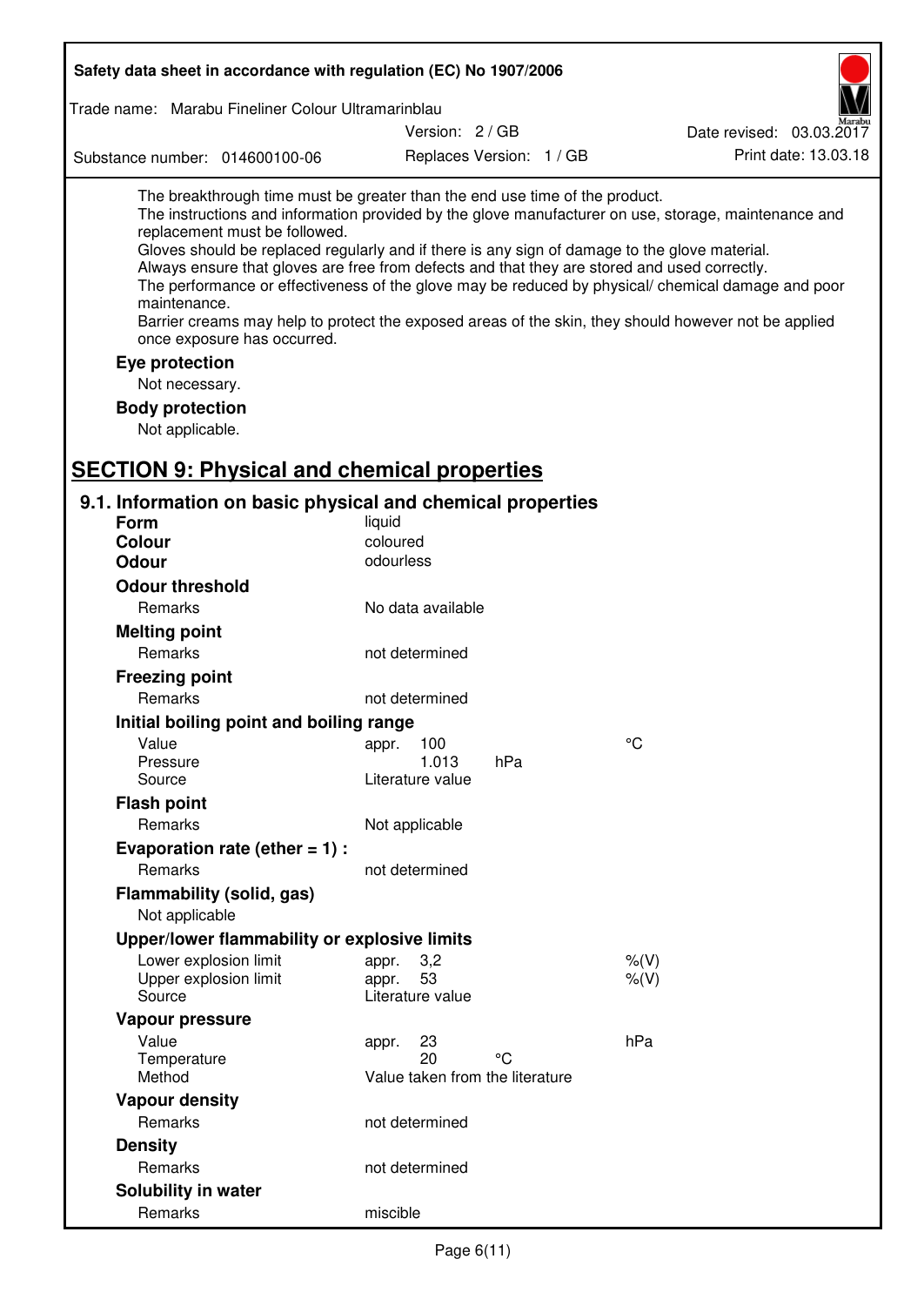The breakthrough time must be greater than the end use time of the product.
The instructions and information provided by the glove manufacturer on use, storage, maintenance and replacement must be followed.
Gloves should be replaced regularly and if there is any sign of damage to the glove material.
Always ensure that gloves are free from defects and that they are stored and used correctly.
The performance or effectiveness of the glove may be reduced by physical/ chemical damage and poor maintenance.
Barrier creams may help to protect the exposed areas of the skin, they should however not be applied once exposure has occurred.

**Eye protection**

Not necessary.

**Body protection**

Not applicable.

# SECTION 9: Physical and chemical properties

## 9.1. Information on basic physical and chemical properties

| | | | |
|---|---|---|---|
| **Form** | liquid | | |
| **Colour** | coloured | | |
| **Odour** | odourless | | |
| **Odour threshold** | | | |
| Remarks | No data available | | |
| **Melting point** | | | |
| Remarks | not determined | | |
| **Freezing point** | | | |
| Remarks | not determined | | |
| **Initial boiling point and boiling range** | | | |
| Value | appr. 100 | | °C |
| Pressure | 1.013 | hPa | |
| Source | Literature value | | |
| **Flash point** | | | |
| Remarks | Not applicable | | |
| **Evaporation rate (ether = 1) :** | | | |
| Remarks | not determined | | |
| **Flammability (solid, gas)** | | | |
| Not applicable | | | |
| **Upper/lower flammability or explosive limits** | | | |
| Lower explosion limit | appr. 3,2 | | %(V) |
| Upper explosion limit | appr. 53 | | %(V) |
| Source | Literature value | | |
| **Vapour pressure** | | | |
| Value | appr. 23 | | hPa |
| Temperature | 20 | °C | |
| Method | Value taken from the literature | | |
| **Vapour density** | | | |
| Remarks | not determined | | |
| **Density** | | | |
| Remarks | not determined | | |
| **Solubility in water** | | | |
| Remarks | miscible | | |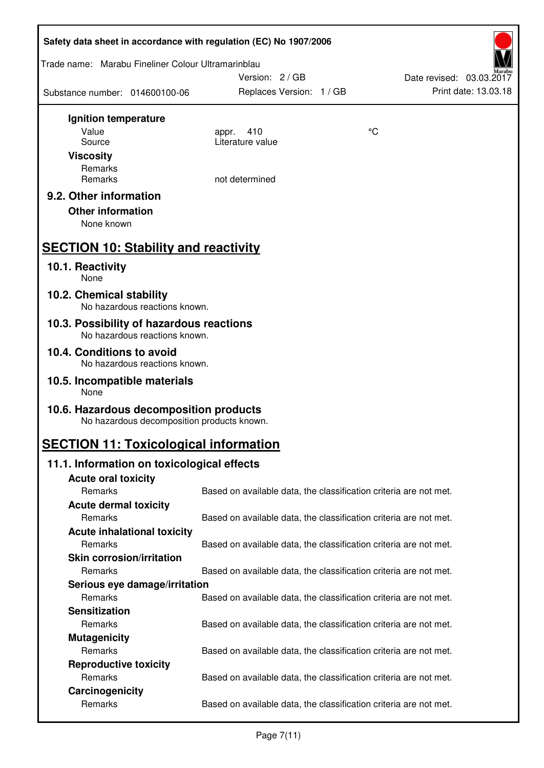**Ignition temperature**

| | | |
|---|---|---|
| Value | appr. 410 | °C |
| Source | Literature value | |

**Viscosity**

| | |
|---|---|
| Remarks | |
| Remarks | not determined |

## 9.2. Other information

**Other information**

None known

# SECTION 10: Stability and reactivity

## 10.1. Reactivity

None

## 10.2. Chemical stability

No hazardous reactions known.

## 10.3. Possibility of hazardous reactions

No hazardous reactions known.

## 10.4. Conditions to avoid

No hazardous reactions known.

## 10.5. Incompatible materials

None

## 10.6. Hazardous decomposition products

No hazardous decomposition products known.

# SECTION 11: Toxicological information

## 11.1. Information on toxicological effects

**Acute oral toxicity**

Remarks: Based on available data, the classification criteria are not met.

**Acute dermal toxicity**

Remarks: Based on available data, the classification criteria are not met.

**Acute inhalational toxicity**

Remarks: Based on available data, the classification criteria are not met.

**Skin corrosion/irritation**

Remarks: Based on available data, the classification criteria are not met.

**Serious eye damage/irritation**

Remarks: Based on available data, the classification criteria are not met.

**Sensitization**

Remarks: Based on available data, the classification criteria are not met.

**Mutagenicity**

Remarks: Based on available data, the classification criteria are not met.

**Reproductive toxicity**

Remarks: Based on available data, the classification criteria are not met.

**Carcinogenicity**

Remarks: Based on available data, the classification criteria are not met.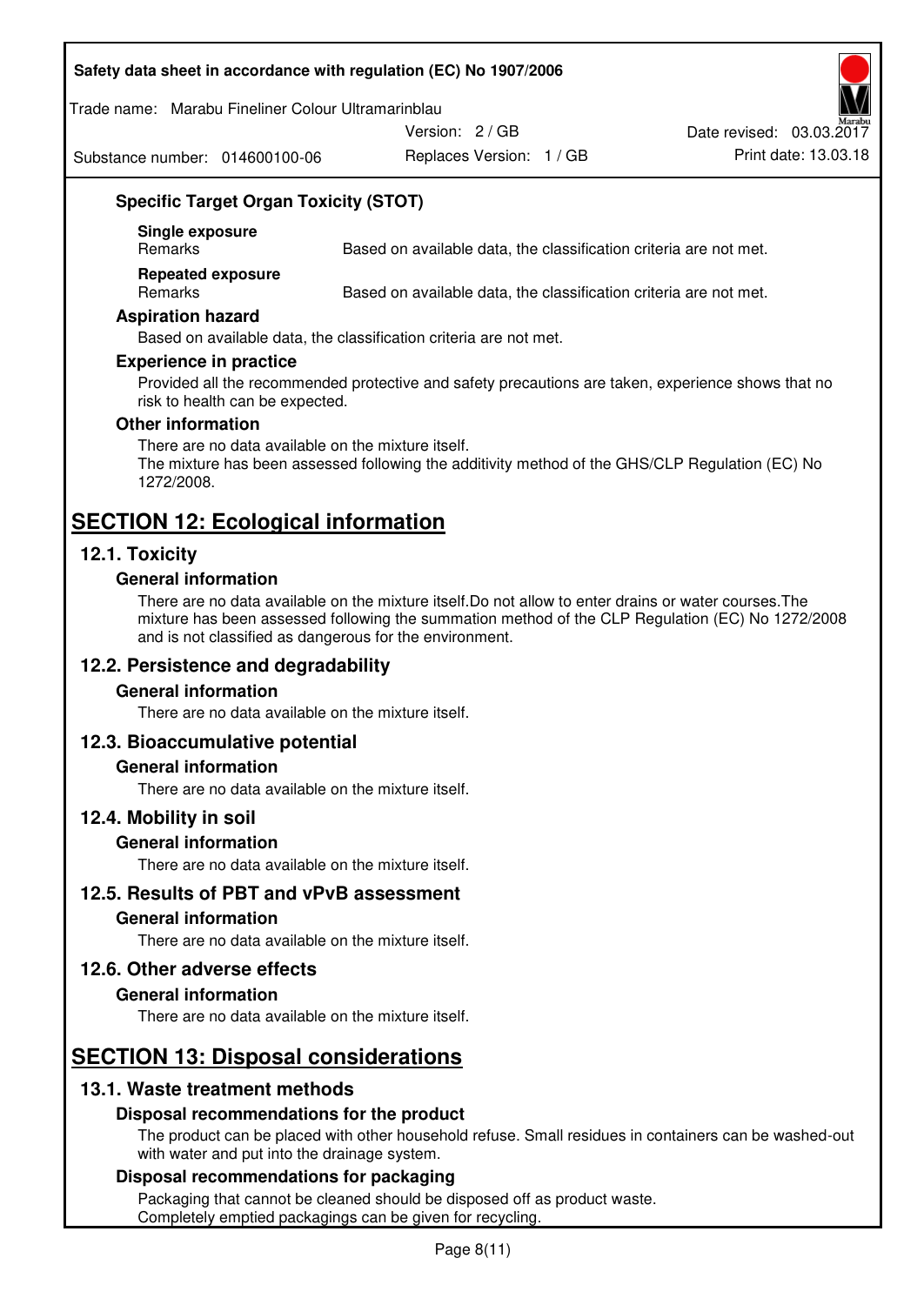### Specific Target Organ Toxicity (STOT)

**Single exposure**

| Remarks | Based on available data, the classification criteria are not met. |
|---|---|

**Repeated exposure**

| Remarks | Based on available data, the classification criteria are not met. |
|---|---|

### Aspiration hazard

Based on available data, the classification criteria are not met.

### Experience in practice

Provided all the recommended protective and safety precautions are taken, experience shows that no risk to health can be expected.

### Other information

There are no data available on the mixture itself.
The mixture has been assessed following the additivity method of the GHS/CLP Regulation (EC) No 1272/2008.

# SECTION 12: Ecological information

## 12.1. Toxicity

### General information

There are no data available on the mixture itself.Do not allow to enter drains or water courses.The mixture has been assessed following the summation method of the CLP Regulation (EC) No 1272/2008 and is not classified as dangerous for the environment.

## 12.2. Persistence and degradability

### General information

There are no data available on the mixture itself.

## 12.3. Bioaccumulative potential

### General information

There are no data available on the mixture itself.

## 12.4. Mobility in soil

### General information

There are no data available on the mixture itself.

## 12.5. Results of PBT and vPvB assessment

### General information

There are no data available on the mixture itself.

## 12.6. Other adverse effects

### General information

There are no data available on the mixture itself.

# SECTION 13: Disposal considerations

## 13.1. Waste treatment methods

### Disposal recommendations for the product

The product can be placed with other household refuse. Small residues in containers can be washed-out with water and put into the drainage system.

### Disposal recommendations for packaging

Packaging that cannot be cleaned should be disposed off as product waste.
Completely emptied packagings can be given for recycling.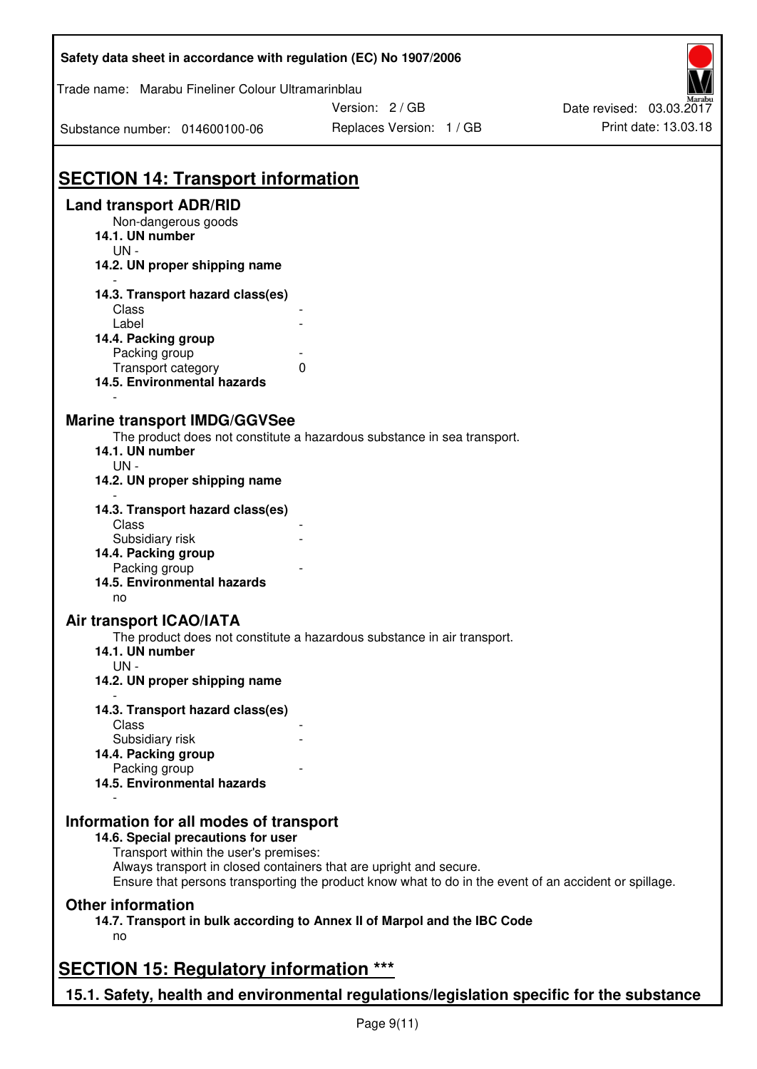## SECTION 14: Transport information

### Land transport ADR/RID

Non-dangerous goods

**14.1. UN number**

UN -

**14.2. UN proper shipping name**

-

**14.3. Transport hazard class(es)**

| | |
|---|---|
| Class | - |
| Label | - |

**14.4. Packing group**

| | |
|---|---|
| Packing group | - |
| Transport category | 0 |

**14.5. Environmental hazards**

-

### Marine transport IMDG/GGVSee

The product does not constitute a hazardous substance in sea transport.

**14.1. UN number**

UN -

**14.2. UN proper shipping name**

-

**14.3. Transport hazard class(es)**

| | |
|---|---|
| Class | - |
| Subsidiary risk | - |

**14.4. Packing group**

| | |
|---|---|
| Packing group | - |

**14.5. Environmental hazards**

no

### Air transport ICAO/IATA

The product does not constitute a hazardous substance in air transport.

**14.1. UN number**

UN -

**14.2. UN proper shipping name**

-

**14.3. Transport hazard class(es)**

| | |
|---|---|
| Class | - |
| Subsidiary risk | - |

**14.4. Packing group**

| | |
|---|---|
| Packing group | - |

**14.5. Environmental hazards**

-

### Information for all modes of transport

**14.6. Special precautions for user**

Transport within the user's premises:
Always transport in closed containers that are upright and secure.
Ensure that persons transporting the product know what to do in the event of an accident or spillage.

### Other information

**14.7. Transport in bulk according to Annex II of Marpol and the IBC Code**

no

## SECTION 15: Regulatory information ***

### 15.1. Safety, health and environmental regulations/legislation specific for the substance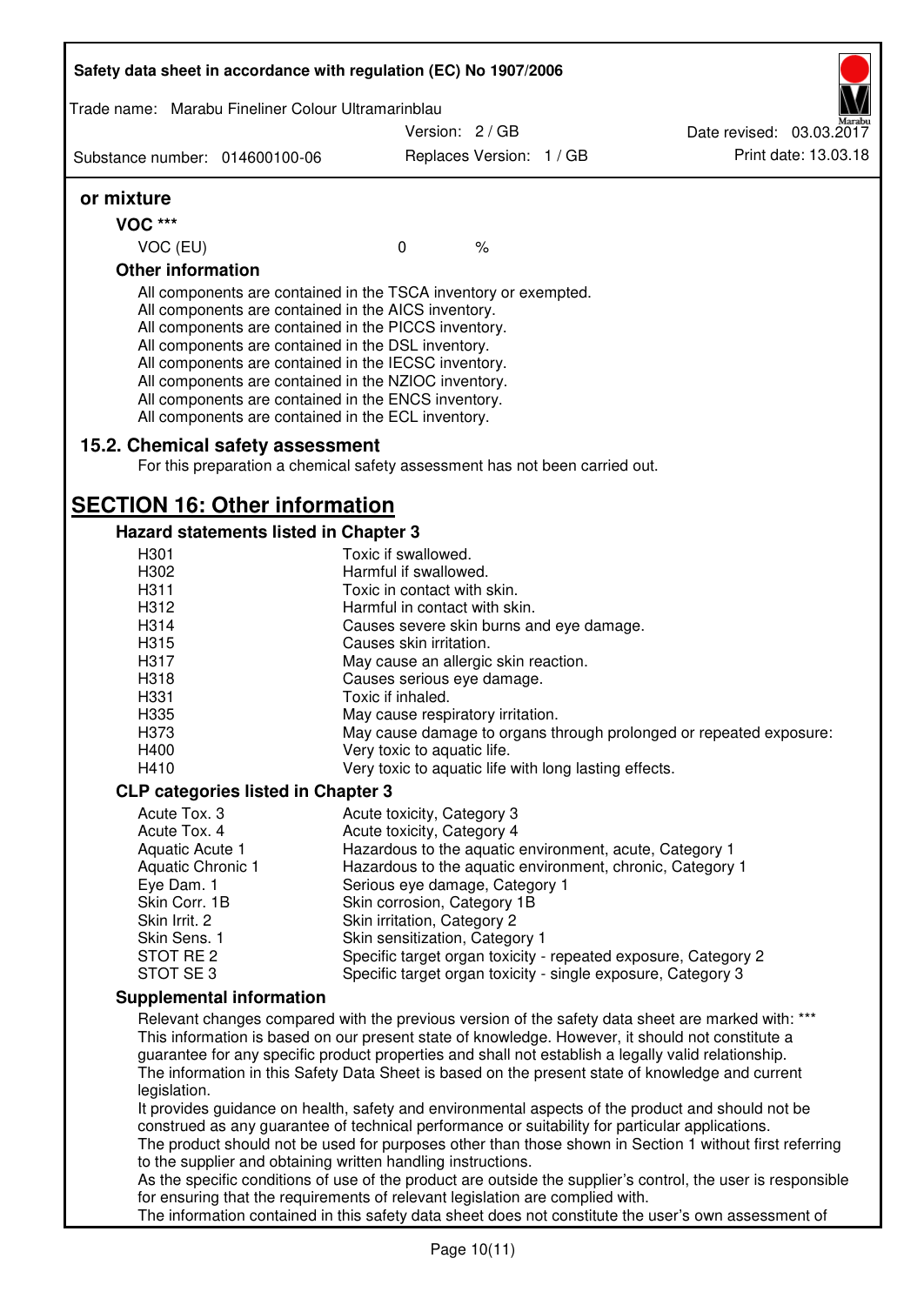**or mixture**

**VOC *****

VOC (EU) 0 %

**Other information**

All components are contained in the TSCA inventory or exempted.
All components are contained in the AICS inventory.
All components are contained in the PICCS inventory.
All components are contained in the DSL inventory.
All components are contained in the IECSC inventory.
All components are contained in the NZIOC inventory.
All components are contained in the ENCS inventory.
All components are contained in the ECL inventory.

## 15.2. Chemical safety assessment

For this preparation a chemical safety assessment has not been carried out.

# SECTION 16: Other information

### Hazard statements listed in Chapter 3

| | |
|---|---|
| H301 | Toxic if swallowed. |
| H302 | Harmful if swallowed. |
| H311 | Toxic in contact with skin. |
| H312 | Harmful in contact with skin. |
| H314 | Causes severe skin burns and eye damage. |
| H315 | Causes skin irritation. |
| H317 | May cause an allergic skin reaction. |
| H318 | Causes serious eye damage. |
| H331 | Toxic if inhaled. |
| H335 | May cause respiratory irritation. |
| H373 | May cause damage to organs through prolonged or repeated exposure: |
| H400 | Very toxic to aquatic life. |
| H410 | Very toxic to aquatic life with long lasting effects. |

### CLP categories listed in Chapter 3

| | |
|---|---|
| Acute Tox. 3 | Acute toxicity, Category 3 |
| Acute Tox. 4 | Acute toxicity, Category 4 |
| Aquatic Acute 1 | Hazardous to the aquatic environment, acute, Category 1 |
| Aquatic Chronic 1 | Hazardous to the aquatic environment, chronic, Category 1 |
| Eye Dam. 1 | Serious eye damage, Category 1 |
| Skin Corr. 1B | Skin corrosion, Category 1B |
| Skin Irrit. 2 | Skin irritation, Category 2 |
| Skin Sens. 1 | Skin sensitization, Category 1 |
| STOT RE 2 | Specific target organ toxicity - repeated exposure, Category 2 |
| STOT SE 3 | Specific target organ toxicity - single exposure, Category 3 |

### Supplemental information

Relevant changes compared with the previous version of the safety data sheet are marked with: ***
This information is based on our present state of knowledge. However, it should not constitute a guarantee for any specific product properties and shall not establish a legally valid relationship.
The information in this Safety Data Sheet is based on the present state of knowledge and current legislation.
It provides guidance on health, safety and environmental aspects of the product and should not be construed as any guarantee of technical performance or suitability for particular applications.
The product should not be used for purposes other than those shown in Section 1 without first referring to the supplier and obtaining written handling instructions.
As the specific conditions of use of the product are outside the supplier's control, the user is responsible for ensuring that the requirements of relevant legislation are complied with.
The information contained in this safety data sheet does not constitute the user's own assessment of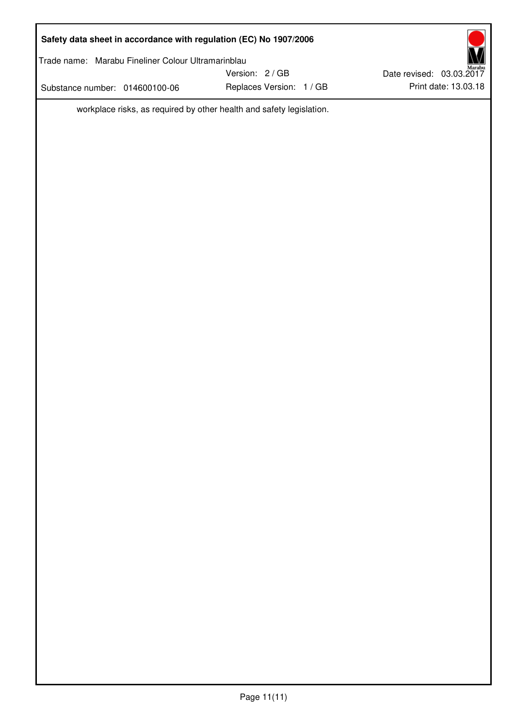workplace risks, as required by other health and safety legislation.